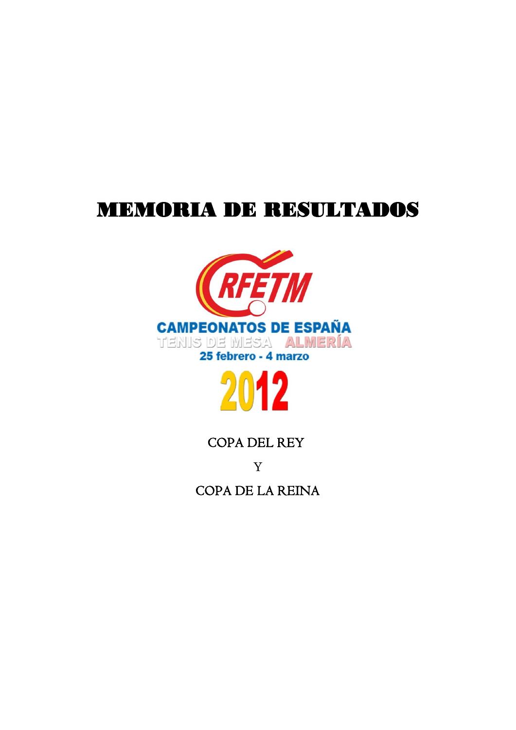# MEMORIA DE RESULTADOS

RFETM

CAMPEONATOS DE ESPAÑA

TENIS DE MESA ALMERÍA

25 febrero - 4 marzo

2012

COPA DEL REY

Y

COPA DE LA REINA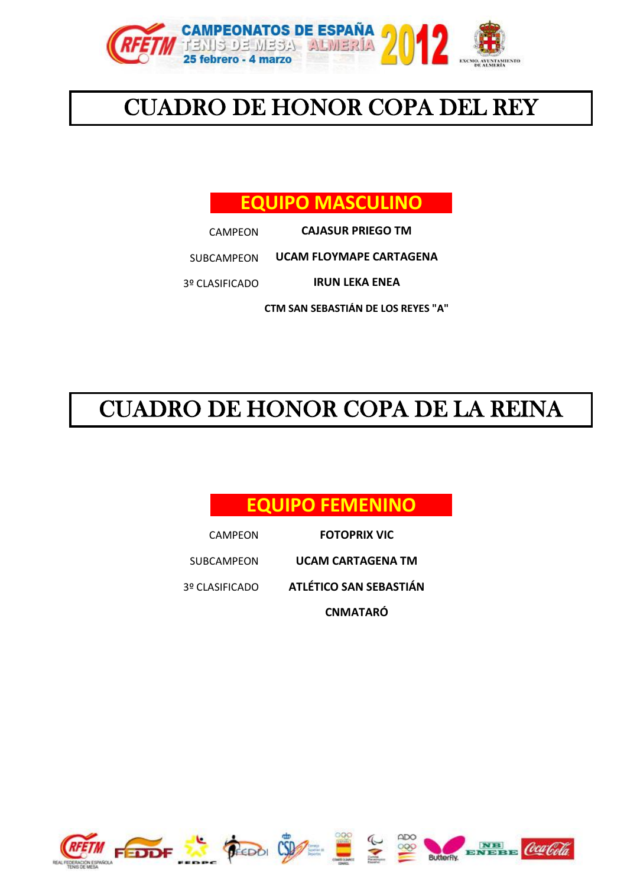# CUADRO DE HONOR COPA DEL REY

## EQUIPO MASCULINO

| | |
|---|---|
| CAMPEON | **CAJASUR PRIEGO TM** |
| SUBCAMPEON | **UCAM FLOYMAPE CARTAGENA** |
| 3º CLASIFICADO | **IRUN LEKA ENEA** |
| | **CTM SAN SEBASTIÁN DE LOS REYES "A"** |

# CUADRO DE HONOR COPA DE LA REINA

## EQUIPO FEMENINO

| | |
|---|---|
| CAMPEON | **FOTOPRIX VIC** |
| SUBCAMPEON | **UCAM CARTAGENA TM** |
| 3º CLASIFICADO | **ATLÉTICO SAN SEBASTIÁN** |
| | **CNMATARÓ** |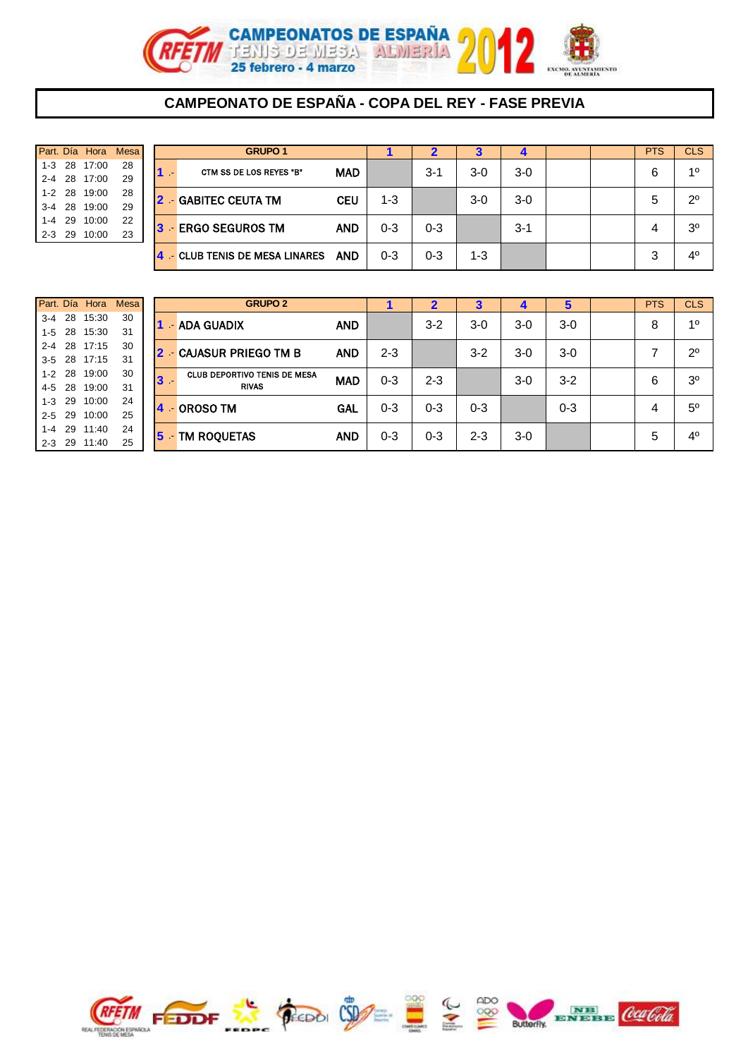CAMPEONATOS DE ESPAÑA TENIS DE MESA ALMERÍA 2012
25 febrero - 4 marzo

## CAMPEONATO DE ESPAÑA - COPA DEL REY - FASE PREVIA

| Part. | Día | Hora | Mesa |
|---|---|---|---|
| 1-3 | 28 | 17:00 | 28 |
| 2-4 | 28 | 17:00 | 29 |
| 1-2 | 28 | 19:00 | 28 |
| 3-4 | 28 | 19:00 | 29 |
| 1-4 | 29 | 10:00 | 22 |
| 2-3 | 29 | 10:00 | 23 |

| | GRUPO 1 | | 1 | 2 | 3 | 4 | | | PTS | CLS |
|---|---|---|---|---|---|---|---|---|---|---|
| 1 .- | CTM SS DE LOS REYES "B" | MAD | | 3-1 | 3-0 | 3-0 | | | 6 | 1º |
| 2 .- | GABITEC CEUTA TM | CEU | 1-3 | | 3-0 | 3-0 | | | 5 | 2º |
| 3 .- | ERGO SEGUROS TM | AND | 0-3 | 0-3 | | 3-1 | | | 4 | 3º |
| 4 .- | CLUB TENIS DE MESA LINARES | AND | 0-3 | 0-3 | 1-3 | | | | 3 | 4º |

| Part. | Día | Hora | Mesa |
|---|---|---|---|
| 3-4 | 28 | 15:30 | 30 |
| 1-5 | 28 | 15:30 | 31 |
| 2-4 | 28 | 17:15 | 30 |
| 3-5 | 28 | 17:15 | 31 |
| 1-2 | 28 | 19:00 | 30 |
| 4-5 | 28 | 19:00 | 31 |
| 1-3 | 29 | 10:00 | 24 |
| 2-5 | 29 | 10:00 | 25 |
| 1-4 | 29 | 11:40 | 24 |
| 2-3 | 29 | 11:40 | 25 |

| | GRUPO 2 | | 1 | 2 | 3 | 4 | 5 | | PTS | CLS |
|---|---|---|---|---|---|---|---|---|---|---|
| 1 .- | ADA GUADIX | AND | | 3-2 | 3-0 | 3-0 | 3-0 | | 8 | 1º |
| 2 .- | CAJASUR PRIEGO TM B | AND | 2-3 | | 3-2 | 3-0 | 3-0 | | 7 | 2º |
| 3 .- | CLUB DEPORTIVO TENIS DE MESA RIVAS | MAD | 0-3 | 2-3 | | 3-0 | 3-2 | | 6 | 3º |
| 4 .- | OROSO TM | GAL | 0-3 | 0-3 | 0-3 | | 0-3 | | 4 | 5º |
| 5 .- | TM ROQUETAS | AND | 0-3 | 0-3 | 2-3 | 3-0 | | | 5 | 4º |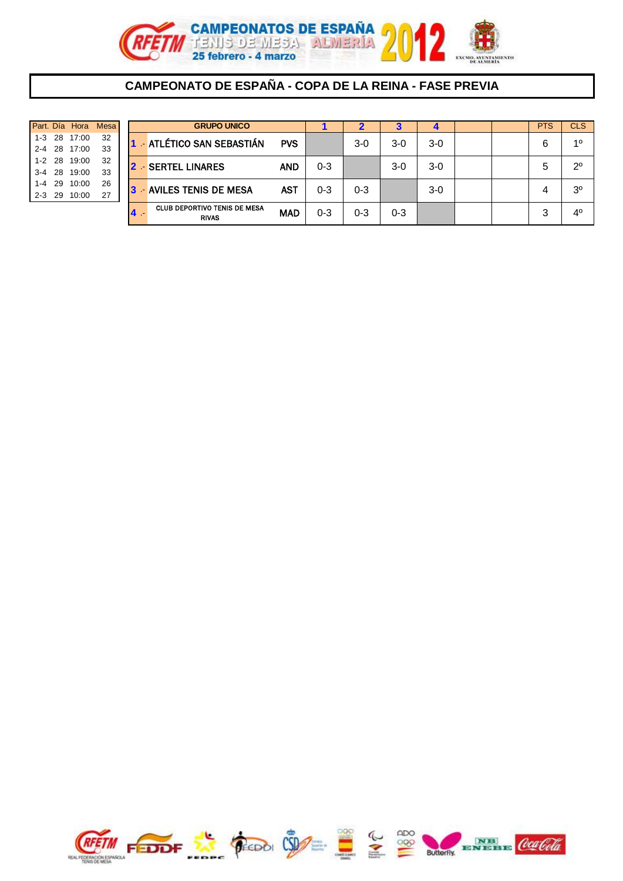## CAMPEONATO DE ESPAÑA - COPA DE LA REINA - FASE PREVIA

| Part. | Día | Hora | Mesa |
|---|---|---|---|
| 1-3 | 28 | 17:00 | 32 |
| 2-4 | 28 | 17:00 | 33 |
| 1-2 | 28 | 19:00 | 32 |
| 3-4 | 28 | 19:00 | 33 |
| 1-4 | 29 | 10:00 | 26 |
| 2-3 | 29 | 10:00 | 27 |

| GRUPO UNICO | | 1 | 2 | 3 | 4 | | | PTS | CLS |
|---|---|---|---|---|---|---|---|---|---|
| 1 .- ATLÉTICO SAN SEBASTIÁN | PVS | | 3-0 | 3-0 | 3-0 | | | 6 | 1º |
| 2 .- SERTEL LINARES | AND | 0-3 | | 3-0 | 3-0 | | | 5 | 2º |
| 3 .- AVILES TENIS DE MESA | AST | 0-3 | 0-3 | | 3-0 | | | 4 | 3º |
| 4 .- CLUB DEPORTIVO TENIS DE MESA RIVAS | MAD | 0-3 | 0-3 | 0-3 | | | | 3 | 4º |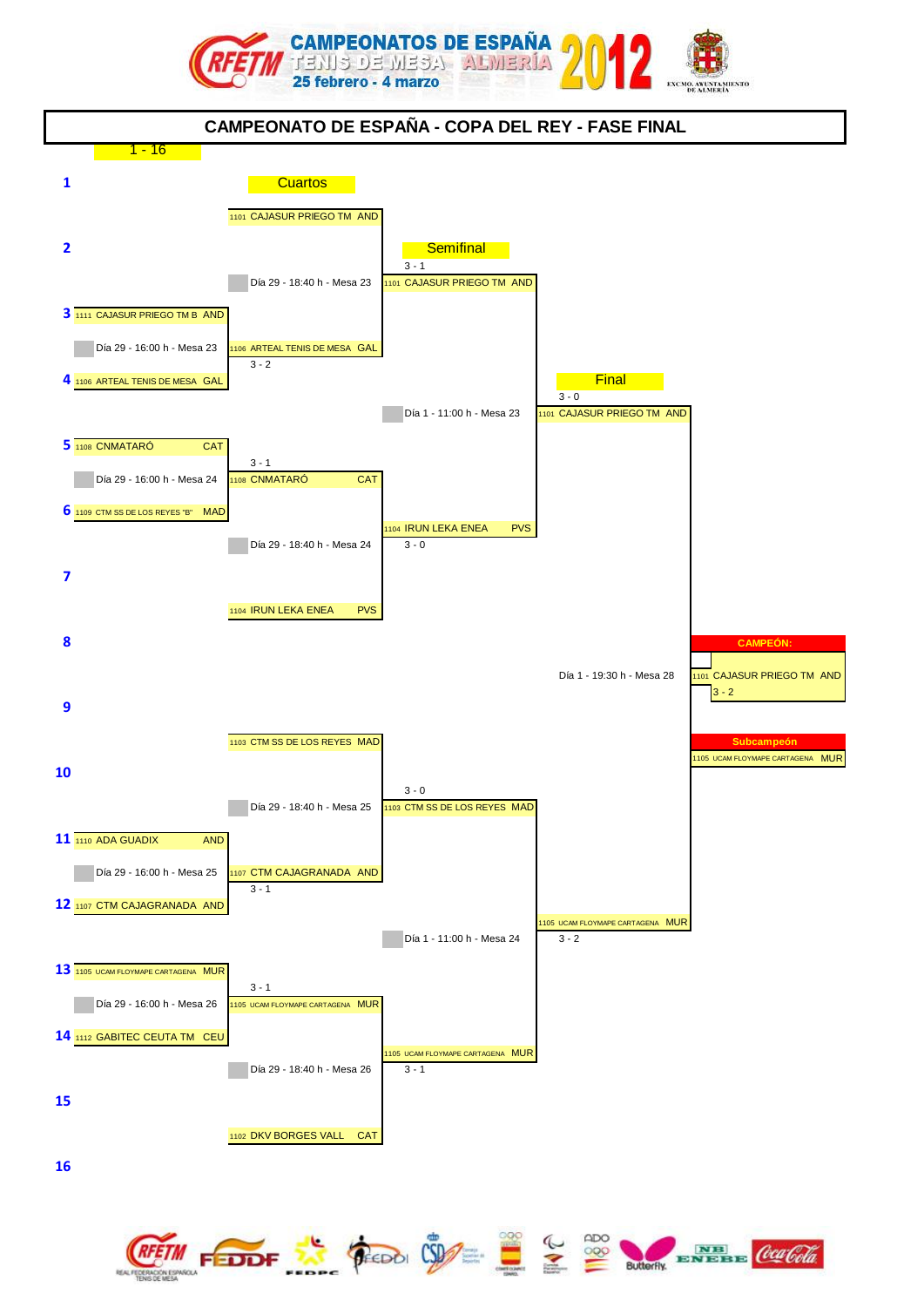## CAMPEONATO DE ESPAÑA - COPA DEL REY - FASE FINAL

### 1 - 16

| Pos. | Equipo |
|---|---|
| 1 | |
| 2 | |
| 3 | 1111 CAJASUR PRIEGO TM B AND |
| 4 | 1106 ARTEAL TENIS DE MESA GAL |
| 5 | 1108 CNMATARÓ CAT |
| 6 | 1109 CTM SS DE LOS REYES "B" MAD |
| 7 | |
| 8 | |
| 9 | |
| 10 | |
| 11 | 1110 ADA GUADIX AND |
| 12 | 1107 CTM CAJAGRANADA AND |
| 13 | 1105 UCAM FLOYMAPE CARTAGENA MUR |
| 14 | 1112 GABITEC CEUTA TM CEU |
| 15 | |
| 16 | |

### Primera ronda

| Partido | Horario | Ganador | Resultado |
|---|---|---|---|
| 3 vs 4 | Día 29 - 16:00 h - Mesa 23 | 1106 ARTEAL TENIS DE MESA GAL | 3 - 2 |
| 5 vs 6 | Día 29 - 16:00 h - Mesa 24 | 1108 CNMATARÓ CAT | 3 - 1 |
| 11 vs 12 | Día 29 - 16:00 h - Mesa 25 | 1107 CTM CAJAGRANADA AND | 3 - 1 |
| 13 vs 14 | Día 29 - 16:00 h - Mesa 26 | 1105 UCAM FLOYMAPE CARTAGENA MUR | 3 - 1 |

### Cuartos

| Partido | Horario | Ganador | Resultado |
|---|---|---|---|
| 1101 CAJASUR PRIEGO TM AND vs 1106 ARTEAL TENIS DE MESA GAL | Día 29 - 18:40 h - Mesa 23 | 1101 CAJASUR PRIEGO TM AND | 3 - 1 |
| 1108 CNMATARÓ CAT vs 1104 IRUN LEKA ENEA PVS | Día 29 - 18:40 h - Mesa 24 | 1104 IRUN LEKA ENEA PVS | 3 - 0 |
| 1103 CTM SS DE LOS REYES MAD vs 1107 CTM CAJAGRANADA AND | Día 29 - 18:40 h - Mesa 25 | 1103 CTM SS DE LOS REYES MAD | 3 - 0 |
| 1105 UCAM FLOYMAPE CARTAGENA MUR vs 1102 DKV BORGES VALL CAT | Día 29 - 18:40 h - Mesa 26 | 1105 UCAM FLOYMAPE CARTAGENA MUR | 3 - 1 |

### Semifinal

| Partido | Horario | Ganador | Resultado |
|---|---|---|---|
| 1101 CAJASUR PRIEGO TM AND vs 1104 IRUN LEKA ENEA PVS | Día 1 - 11:00 h - Mesa 23 | 1101 CAJASUR PRIEGO TM AND | 3 - 0 |
| 1103 CTM SS DE LOS REYES MAD vs 1105 UCAM FLOYMAPE CARTAGENA MUR | Día 1 - 11:00 h - Mesa 24 | 1105 UCAM FLOYMAPE CARTAGENA MUR | 3 - 2 |

### Final

| Partido | Horario | Ganador | Resultado |
|---|---|---|---|
| 1101 CAJASUR PRIEGO TM AND vs 1105 UCAM FLOYMAPE CARTAGENA MUR | Día 1 - 19:30 h - Mesa 28 | 1101 CAJASUR PRIEGO TM AND | 3 - 2 |

**CAMPEÓN:** 1101 CAJASUR PRIEGO TM AND (3 - 2)

**Subcampeón:** 1105 UCAM FLOYMAPE CARTAGENA MUR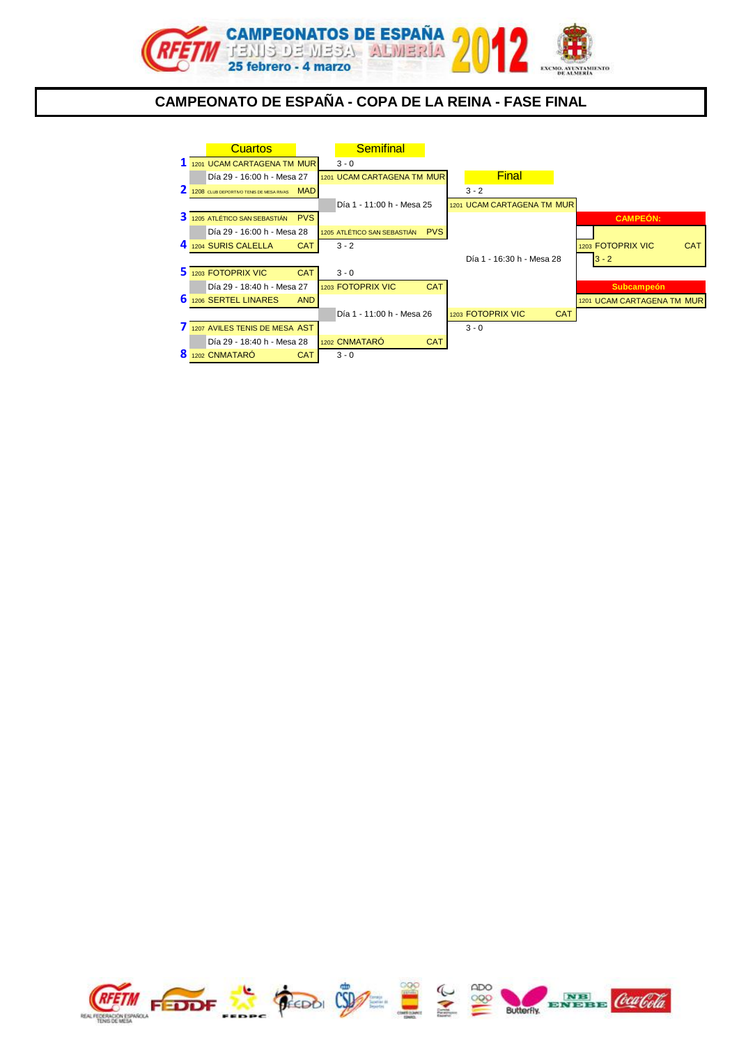# CAMPEONATOS DE ESPAÑA TENIS DE MESA ALMERÍA 2012

25 febrero - 4 marzo

## CAMPEONATO DE ESPAÑA - COPA DE LA REINA - FASE FINAL

### Cuartos

| # | Equipo | | Resultado | Horario |
|---|---|---|---|---|
| 1 | 1201 UCAM CARTAGENA TM | MUR | 3 - 0 | Día 29 - 16:00 h - Mesa 27 |
| 2 | 1208 CLUB DEPORTIVO TENIS DE MESA RIVAS | MAD | | |
| 3 | 1205 ATLÉTICO SAN SEBASTIÁN | PVS | 3 - 2 | Día 29 - 16:00 h - Mesa 28 |
| 4 | 1204 SURIS CALELLA | CAT | | |
| 5 | 1203 FOTOPRIX VIC | CAT | 3 - 0 | Día 29 - 18:40 h - Mesa 27 |
| 6 | 1206 SERTEL LINARES | AND | | |
| 7 | 1207 AVILES TENIS DE MESA | AST | 3 - 0 | Día 29 - 18:40 h - Mesa 28 |
| 8 | 1202 CNMATARÓ | CAT | | |

### Semifinal

| Equipo | | Resultado | Horario |
|---|---|---|---|
| 1201 UCAM CARTAGENA TM | MUR | 3 - 2 | Día 1 - 11:00 h - Mesa 25 |
| 1205 ATLÉTICO SAN SEBASTIÁN | PVS | | |
| 1203 FOTOPRIX VIC | CAT | 3 - 0 | Día 1 - 11:00 h - Mesa 26 |
| 1202 CNMATARÓ | CAT | | |

### Final

| Equipo | | Resultado | Horario |
|---|---|---|---|
| 1201 UCAM CARTAGENA TM | MUR | 3 - 2 | Día 1 - 16:30 h - Mesa 28 |
| 1203 FOTOPRIX VIC | CAT | | |

**CAMPEÓN:** 1203 FOTOPRIX VIC — CAT (3 - 2)

**Subcampeón:** 1201 UCAM CARTAGENA TM — MUR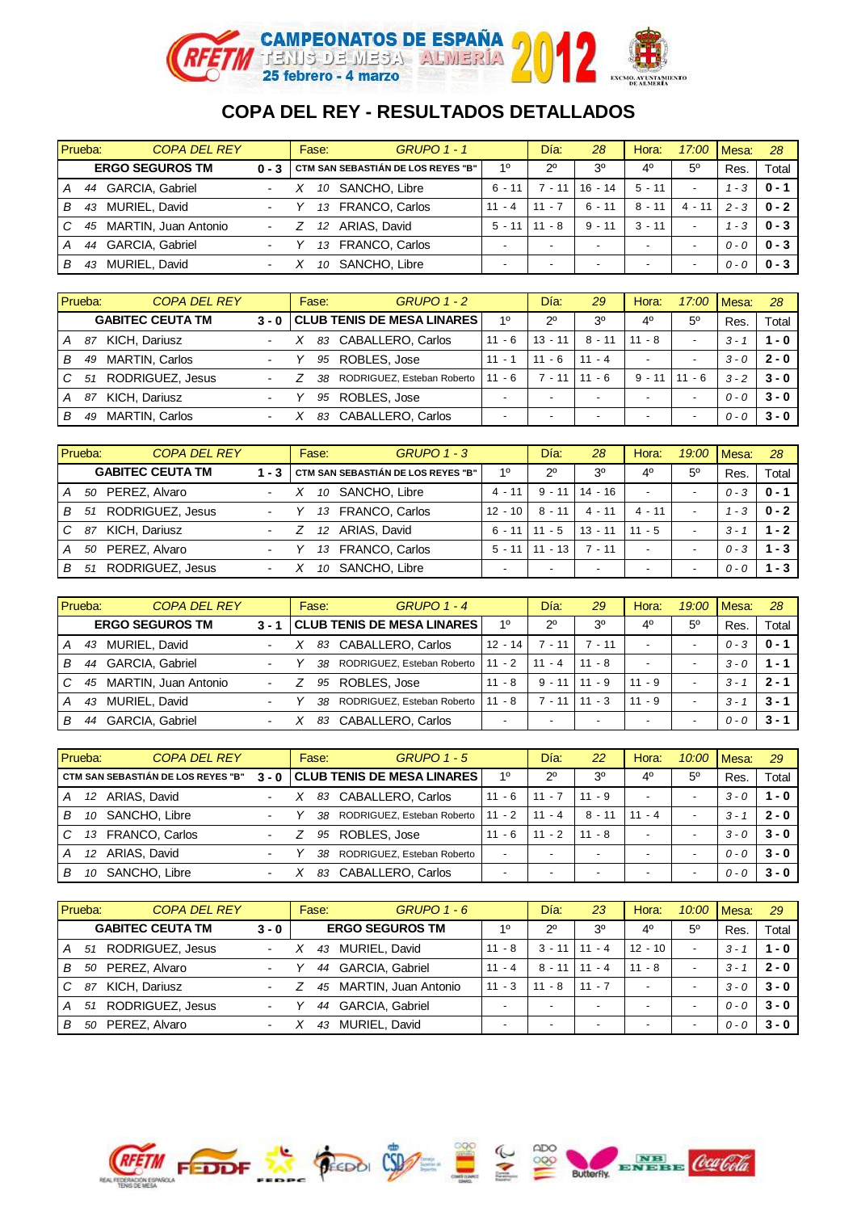# COPA DEL REY - RESULTADOS DETALLADOS

| Prueba: | COPA DEL REY | | | Fase: | GRUPO 1 - 1 | | Día: | 28 | Hora: | 17:00 | Mesa: | 28 |
|---|---|---|---|---|---|---|---|---|---|---|---|---|
| | ERGO SEGUROS TM | 0 - 3 | | | CTM SAN SEBASTIÁN DE LOS REYES "B" | 1º | 2º | 3º | 4º | 5º | Res. | Total |
| A | 44 GARCIA, Gabriel | - | X | 10 | SANCHO, Libre | 6 - 11 | 7 - 11 | 16 - 14 | 5 - 11 | - | 1 - 3 | 0 - 1 |
| B | 43 MURIEL, David | - | Y | 13 | FRANCO, Carlos | 11 - 4 | 11 - 7 | 6 - 11 | 8 - 11 | 4 - 11 | 2 - 3 | 0 - 2 |
| C | 45 MARTIN, Juan Antonio | - | Z | 12 | ARIAS, David | 5 - 11 | 11 - 8 | 9 - 11 | 3 - 11 | - | 1 - 3 | 0 - 3 |
| A | 44 GARCIA, Gabriel | - | Y | 13 | FRANCO, Carlos | - | - | - | - | - | 0 - 0 | 0 - 3 |
| B | 43 MURIEL, David | - | X | 10 | SANCHO, Libre | - | - | - | - | - | 0 - 0 | 0 - 3 |

| Prueba: | COPA DEL REY | | | Fase: | GRUPO 1 - 2 | | Día: | 29 | Hora: | 17:00 | Mesa: | 28 |
|---|---|---|---|---|---|---|---|---|---|---|---|---|
| | GABITEC CEUTA TM | 3 - 0 | | | CLUB TENIS DE MESA LINARES | 1º | 2º | 3º | 4º | 5º | Res. | Total |
| A | 87 KICH, Dariusz | - | X | 83 | CABALLERO, Carlos | 11 - 6 | 13 - 11 | 8 - 11 | 11 - 8 | - | 3 - 1 | 1 - 0 |
| B | 49 MARTIN, Carlos | - | Y | 95 | ROBLES, Jose | 11 - 1 | 11 - 6 | 11 - 4 | - | - | 3 - 0 | 2 - 0 |
| C | 51 RODRIGUEZ, Jesus | - | Z | 38 | RODRIGUEZ, Esteban Roberto | 11 - 6 | 7 - 11 | 11 - 6 | 9 - 11 | 11 - 6 | 3 - 2 | 3 - 0 |
| A | 87 KICH, Dariusz | - | Y | 95 | ROBLES, Jose | - | - | - | - | - | 0 - 0 | 3 - 0 |
| B | 49 MARTIN, Carlos | - | X | 83 | CABALLERO, Carlos | - | - | - | - | - | 0 - 0 | 3 - 0 |

| Prueba: | COPA DEL REY | | | Fase: | GRUPO 1 - 3 | | Día: | 28 | Hora: | 19:00 | Mesa: | 28 |
|---|---|---|---|---|---|---|---|---|---|---|---|---|
| | GABITEC CEUTA TM | 1 - 3 | | | CTM SAN SEBASTIÁN DE LOS REYES "B" | 1º | 2º | 3º | 4º | 5º | Res. | Total |
| A | 50 PEREZ, Alvaro | - | X | 10 | SANCHO, Libre | 4 - 11 | 9 - 11 | 14 - 16 | - | - | 0 - 3 | 0 - 1 |
| B | 51 RODRIGUEZ, Jesus | - | Y | 13 | FRANCO, Carlos | 12 - 10 | 8 - 11 | 4 - 11 | 4 - 11 | - | 1 - 3 | 0 - 2 |
| C | 87 KICH, Dariusz | - | Z | 12 | ARIAS, David | 6 - 11 | 11 - 5 | 13 - 11 | 11 - 5 | - | 3 - 1 | 1 - 2 |
| A | 50 PEREZ, Alvaro | - | Y | 13 | FRANCO, Carlos | 5 - 11 | 11 - 13 | 7 - 11 | - | - | 0 - 3 | 1 - 3 |
| B | 51 RODRIGUEZ, Jesus | - | X | 10 | SANCHO, Libre | - | - | - | - | - | 0 - 0 | 1 - 3 |

| Prueba: | COPA DEL REY | | | Fase: | GRUPO 1 - 4 | | Día: | 29 | Hora: | 19:00 | Mesa: | 28 |
|---|---|---|---|---|---|---|---|---|---|---|---|---|
| | ERGO SEGUROS TM | 3 - 1 | | | CLUB TENIS DE MESA LINARES | 1º | 2º | 3º | 4º | 5º | Res. | Total |
| A | 43 MURIEL, David | - | X | 83 | CABALLERO, Carlos | 12 - 14 | 7 - 11 | 7 - 11 | - | - | 0 - 3 | 0 - 1 |
| B | 44 GARCIA, Gabriel | - | Y | 38 | RODRIGUEZ, Esteban Roberto | 11 - 2 | 11 - 4 | 11 - 8 | - | - | 3 - 0 | 1 - 1 |
| C | 45 MARTIN, Juan Antonio | - | Z | 95 | ROBLES, Jose | 11 - 8 | 9 - 11 | 11 - 9 | 11 - 9 | - | 3 - 1 | 2 - 1 |
| A | 43 MURIEL, David | - | Y | 38 | RODRIGUEZ, Esteban Roberto | 11 - 8 | 7 - 11 | 11 - 3 | 11 - 9 | - | 3 - 1 | 3 - 1 |
| B | 44 GARCIA, Gabriel | - | X | 83 | CABALLERO, Carlos | - | - | - | - | - | 0 - 0 | 3 - 1 |

| Prueba: | COPA DEL REY | | | Fase: | GRUPO 1 - 5 | | Día: | 22 | Hora: | 10:00 | Mesa: | 29 |
|---|---|---|---|---|---|---|---|---|---|---|---|---|
| | CTM SAN SEBASTIÁN DE LOS REYES "B" | 3 - 0 | | | CLUB TENIS DE MESA LINARES | 1º | 2º | 3º | 4º | 5º | Res. | Total |
| A | 12 ARIAS, David | - | X | 83 | CABALLERO, Carlos | 11 - 6 | 11 - 7 | 11 - 9 | - | - | 3 - 0 | 1 - 0 |
| B | 10 SANCHO, Libre | - | Y | 38 | RODRIGUEZ, Esteban Roberto | 11 - 2 | 11 - 4 | 8 - 11 | 11 - 4 | - | 3 - 1 | 2 - 0 |
| C | 13 FRANCO, Carlos | - | Z | 95 | ROBLES, Jose | 11 - 6 | 11 - 2 | 11 - 8 | - | - | 3 - 0 | 3 - 0 |
| A | 12 ARIAS, David | - | Y | 38 | RODRIGUEZ, Esteban Roberto | - | - | - | - | - | 0 - 0 | 3 - 0 |
| B | 10 SANCHO, Libre | - | X | 83 | CABALLERO, Carlos | - | - | - | - | - | 0 - 0 | 3 - 0 |

| Prueba: | COPA DEL REY | | | Fase: | GRUPO 1 - 6 | | Día: | 23 | Hora: | 10:00 | Mesa: | 29 |
|---|---|---|---|---|---|---|---|---|---|---|---|---|
| | GABITEC CEUTA TM | 3 - 0 | | | ERGO SEGUROS TM | 1º | 2º | 3º | 4º | 5º | Res. | Total |
| A | 51 RODRIGUEZ, Jesus | - | X | 43 | MURIEL, David | 11 - 8 | 3 - 11 | 11 - 4 | 12 - 10 | - | 3 - 1 | 1 - 0 |
| B | 50 PEREZ, Alvaro | - | Y | 44 | GARCIA, Gabriel | 11 - 4 | 8 - 11 | 11 - 4 | 11 - 8 | - | 3 - 1 | 2 - 0 |
| C | 87 KICH, Dariusz | - | Z | 45 | MARTIN, Juan Antonio | 11 - 3 | 11 - 8 | 11 - 7 | - | - | 3 - 0 | 3 - 0 |
| A | 51 RODRIGUEZ, Jesus | - | Y | 44 | GARCIA, Gabriel | - | - | - | - | - | 0 - 0 | 3 - 0 |
| B | 50 PEREZ, Alvaro | - | X | 43 | MURIEL, David | - | - | - | - | - | 0 - 0 | 3 - 0 |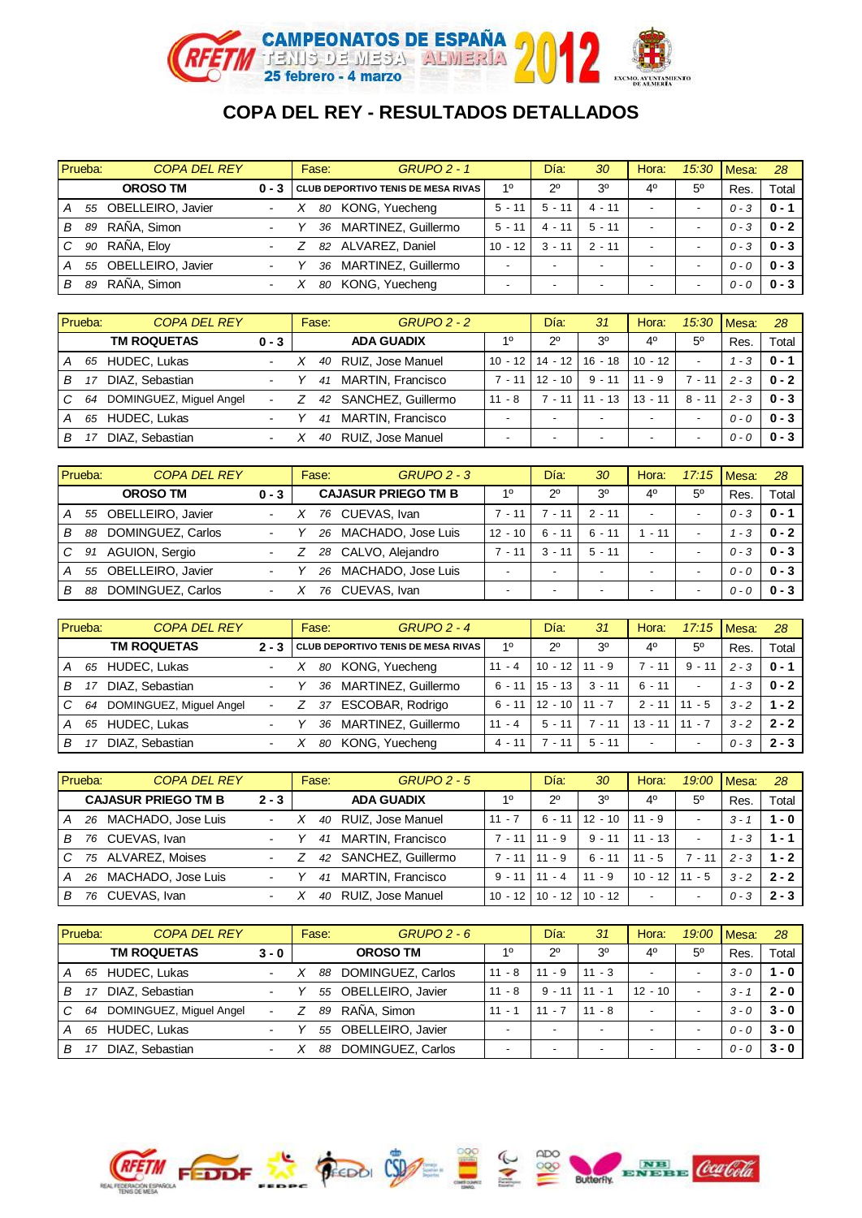# COPA DEL REY - RESULTADOS DETALLADOS

| Prueba: | COPA DEL REY | | | Fase: | GRUPO 2 - 1 | | Día: | 30 | Hora: | 15:30 | Mesa: | 28 |
|---|---|---|---|---|---|---|---|---|---|---|---|---|
| | OROSO TM | | 0 - 3 | CLUB DEPORTIVO TENIS DE MESA RIVAS | | | 1º | 2º | 3º | 4º | 5º | Res. | Total |
| A | 55 | OBELLEIRO, Javier | - | X | 80 | KONG, Yuecheng | 5 - 11 | 5 - 11 | 4 - 11 | - | - | 0 - 3 | 0 - 1 |
| B | 89 | RAÑA, Simon | - | Y | 36 | MARTINEZ, Guillermo | 5 - 11 | 4 - 11 | 5 - 11 | - | - | 0 - 3 | 0 - 2 |
| C | 90 | RAÑA, Eloy | - | Z | 82 | ALVAREZ, Daniel | 10 - 12 | 3 - 11 | 2 - 11 | - | - | 0 - 3 | 0 - 3 |
| A | 55 | OBELLEIRO, Javier | - | Y | 36 | MARTINEZ, Guillermo | - | - | - | - | - | 0 - 0 | 0 - 3 |
| B | 89 | RAÑA, Simon | - | X | 80 | KONG, Yuecheng | - | - | - | - | - | 0 - 0 | 0 - 3 |

| Prueba: | COPA DEL REY | | | Fase: | GRUPO 2 - 2 | | Día: | 31 | Hora: | 15:30 | Mesa: | 28 |
|---|---|---|---|---|---|---|---|---|---|---|---|---|
| | TM ROQUETAS | | 0 - 3 | ADA GUADIX | | | 1º | 2º | 3º | 4º | 5º | Res. | Total |
| A | 65 | HUDEC, Lukas | - | X | 40 | RUIZ, Jose Manuel | 10 - 12 | 14 - 12 | 16 - 18 | 10 - 12 | - | 1 - 3 | 0 - 1 |
| B | 17 | DIAZ, Sebastian | - | Y | 41 | MARTIN, Francisco | 7 - 11 | 12 - 10 | 9 - 11 | 11 - 9 | 7 - 11 | 2 - 3 | 0 - 2 |
| C | 64 | DOMINGUEZ, Miguel Angel | - | Z | 42 | SANCHEZ, Guillermo | 11 - 8 | 7 - 11 | 11 - 13 | 13 - 11 | 8 - 11 | 2 - 3 | 0 - 3 |
| A | 65 | HUDEC, Lukas | - | Y | 41 | MARTIN, Francisco | - | - | - | - | - | 0 - 0 | 0 - 3 |
| B | 17 | DIAZ, Sebastian | - | X | 40 | RUIZ, Jose Manuel | - | - | - | - | - | 0 - 0 | 0 - 3 |

| Prueba: | COPA DEL REY | | | Fase: | GRUPO 2 - 3 | | Día: | 30 | Hora: | 17:15 | Mesa: | 28 |
|---|---|---|---|---|---|---|---|---|---|---|---|---|
| | OROSO TM | | 0 - 3 | CAJASUR PRIEGO TM B | | | 1º | 2º | 3º | 4º | 5º | Res. | Total |
| A | 55 | OBELLEIRO, Javier | - | X | 76 | CUEVAS, Ivan | 7 - 11 | 7 - 11 | 2 - 11 | - | - | 0 - 3 | 0 - 1 |
| B | 88 | DOMINGUEZ, Carlos | - | Y | 26 | MACHADO, Jose Luis | 12 - 10 | 6 - 11 | 6 - 11 | 1 - 11 | - | 1 - 3 | 0 - 2 |
| C | 91 | AGUION, Sergio | - | Z | 28 | CALVO, Alejandro | 7 - 11 | 3 - 11 | 5 - 11 | - | - | 0 - 3 | 0 - 3 |
| A | 55 | OBELLEIRO, Javier | - | Y | 26 | MACHADO, Jose Luis | - | - | - | - | - | 0 - 0 | 0 - 3 |
| B | 88 | DOMINGUEZ, Carlos | - | X | 76 | CUEVAS, Ivan | - | - | - | - | - | 0 - 0 | 0 - 3 |

| Prueba: | COPA DEL REY | | | Fase: | GRUPO 2 - 4 | | Día: | 31 | Hora: | 17:15 | Mesa: | 28 |
|---|---|---|---|---|---|---|---|---|---|---|---|---|
| | TM ROQUETAS | | 2 - 3 | CLUB DEPORTIVO TENIS DE MESA RIVAS | | | 1º | 2º | 3º | 4º | 5º | Res. | Total |
| A | 65 | HUDEC, Lukas | - | X | 80 | KONG, Yuecheng | 11 - 4 | 10 - 12 | 11 - 9 | 7 - 11 | 9 - 11 | 2 - 3 | 0 - 1 |
| B | 17 | DIAZ, Sebastian | - | Y | 36 | MARTINEZ, Guillermo | 6 - 11 | 15 - 13 | 3 - 11 | 6 - 11 | - | 1 - 3 | 0 - 2 |
| C | 64 | DOMINGUEZ, Miguel Angel | - | Z | 37 | ESCOBAR, Rodrigo | 6 - 11 | 12 - 10 | 11 - 7 | 2 - 11 | 11 - 5 | 3 - 2 | 1 - 2 |
| A | 65 | HUDEC, Lukas | - | Y | 36 | MARTINEZ, Guillermo | 11 - 4 | 5 - 11 | 7 - 11 | 13 - 11 | 11 - 7 | 3 - 2 | 2 - 2 |
| B | 17 | DIAZ, Sebastian | - | X | 80 | KONG, Yuecheng | 4 - 11 | 7 - 11 | 5 - 11 | - | - | 0 - 3 | 2 - 3 |

| Prueba: | COPA DEL REY | | | Fase: | GRUPO 2 - 5 | | Día: | 30 | Hora: | 19:00 | Mesa: | 28 |
|---|---|---|---|---|---|---|---|---|---|---|---|---|
| | CAJASUR PRIEGO TM B | | 2 - 3 | ADA GUADIX | | | 1º | 2º | 3º | 4º | 5º | Res. | Total |
| A | 26 | MACHADO, Jose Luis | - | X | 40 | RUIZ, Jose Manuel | 11 - 7 | 6 - 11 | 12 - 10 | 11 - 9 | - | 3 - 1 | 1 - 0 |
| B | 76 | CUEVAS, Ivan | - | Y | 41 | MARTIN, Francisco | 7 - 11 | 11 - 9 | 9 - 11 | 11 - 13 | - | 1 - 3 | 1 - 1 |
| C | 75 | ALVAREZ, Moises | - | Z | 42 | SANCHEZ, Guillermo | 7 - 11 | 11 - 9 | 6 - 11 | 11 - 5 | 7 - 11 | 2 - 3 | 1 - 2 |
| A | 26 | MACHADO, Jose Luis | - | Y | 41 | MARTIN, Francisco | 9 - 11 | 11 - 4 | 11 - 9 | 10 - 12 | 11 - 5 | 3 - 2 | 2 - 2 |
| B | 76 | CUEVAS, Ivan | - | X | 40 | RUIZ, Jose Manuel | 10 - 12 | 10 - 12 | 10 - 12 | - | - | 0 - 3 | 2 - 3 |

| Prueba: | COPA DEL REY | | | Fase: | GRUPO 2 - 6 | | Día: | 31 | Hora: | 19:00 | Mesa: | 28 |
|---|---|---|---|---|---|---|---|---|---|---|---|---|
| | TM ROQUETAS | | 3 - 0 | OROSO TM | | | 1º | 2º | 3º | 4º | 5º | Res. | Total |
| A | 65 | HUDEC, Lukas | - | X | 88 | DOMINGUEZ, Carlos | 11 - 8 | 11 - 9 | 11 - 3 | - | - | 3 - 0 | 1 - 0 |
| B | 17 | DIAZ, Sebastian | - | Y | 55 | OBELLEIRO, Javier | 11 - 8 | 9 - 11 | 11 - 1 | 12 - 10 | - | 3 - 1 | 2 - 0 |
| C | 64 | DOMINGUEZ, Miguel Angel | - | Z | 89 | RAÑA, Simon | 11 - 1 | 11 - 7 | 11 - 8 | - | - | 3 - 0 | 3 - 0 |
| A | 65 | HUDEC, Lukas | - | Y | 55 | OBELLEIRO, Javier | - | - | - | - | - | 0 - 0 | 3 - 0 |
| B | 17 | DIAZ, Sebastian | - | X | 88 | DOMINGUEZ, Carlos | - | - | - | - | - | 0 - 0 | 3 - 0 |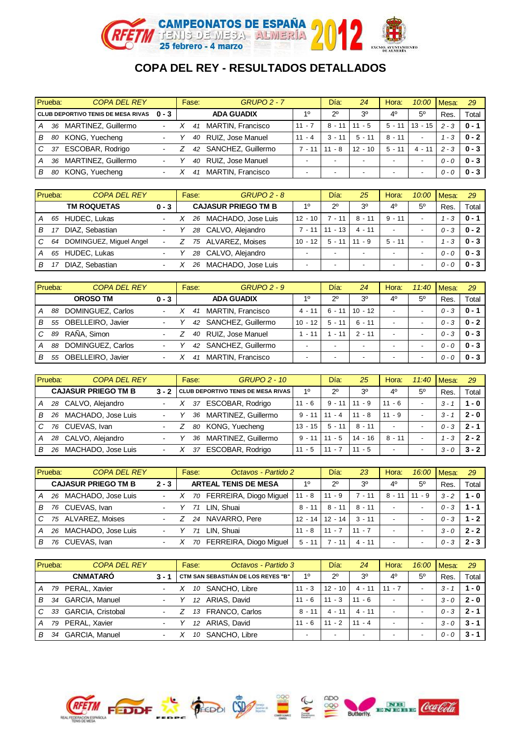# COPA DEL REY - RESULTADOS DETALLADOS

| Prueba: | COPA DEL REY | | Fase: | GRUPO 2 - 7 | Día: | 24 | Hora: | 10:00 | Mesa: | 29 |
|---|---|---|---|---|---|---|---|---|---|---|
| CLUB DEPORTIVO TENIS DE MESA RIVAS | | 0 - 3 | ADA GUADIX | | 1º | 2º | 3º | 4º | 5º | Res. | Total |
| A 36 MARTINEZ, Guillermo | | - | X 41 MARTIN, Francisco | | 11 - 7 | 8 - 11 | 11 - 5 | 5 - 11 | 13 - 15 | 2 - 3 | 0 - 1 |
| B 80 KONG, Yuecheng | | - | Y 40 RUIZ, Jose Manuel | | 11 - 4 | 3 - 11 | 5 - 11 | 8 - 11 | - | 1 - 3 | 0 - 2 |
| C 37 ESCOBAR, Rodrigo | | - | Z 42 SANCHEZ, Guillermo | | 7 - 11 | 11 - 8 | 12 - 10 | 5 - 11 | 4 - 11 | 2 - 3 | 0 - 3 |
| A 36 MARTINEZ, Guillermo | | - | Y 40 RUIZ, Jose Manuel | | - | - | - | - | - | 0 - 0 | 0 - 3 |
| B 80 KONG, Yuecheng | | - | X 41 MARTIN, Francisco | | - | - | - | - | - | 0 - 0 | 0 - 3 |

| Prueba: | COPA DEL REY | Fase: | GRUPO 2 - 8 | Día: | 25 | Hora: | 10:00 | Mesa: | 29 | |
|---|---|---|---|---|---|---|---|---|---|---|
| TM ROQUETAS | 0 - 3 | CAJASUR PRIEGO TM B | 1º | 2º | 3º | 4º | 5º | Res. | Total | |
| A 65 HUDEC, Lukas | - | X 26 MACHADO, Jose Luis | 12 - 10 | 7 - 11 | 8 - 11 | 9 - 11 | - | 1 - 3 | 0 - 1 | |
| B 17 DIAZ, Sebastian | - | Y 28 CALVO, Alejandro | 7 - 11 | 11 - 13 | 4 - 11 | - | - | 0 - 3 | 0 - 2 | |
| C 64 DOMINGUEZ, Miguel Angel | - | Z 75 ALVAREZ, Moises | 10 - 12 | 5 - 11 | 11 - 9 | 5 - 11 | - | 1 - 3 | 0 - 3 | |
| A 65 HUDEC, Lukas | - | Y 28 CALVO, Alejandro | - | - | - | - | - | 0 - 0 | 0 - 3 | |
| B 17 DIAZ, Sebastian | - | X 26 MACHADO, Jose Luis | - | - | - | - | - | 0 - 0 | 0 - 3 | |

| Prueba: | COPA DEL REY | Fase: | GRUPO 2 - 9 | Día: | 24 | Hora: | 11:40 | Mesa: | 29 | |
|---|---|---|---|---|---|---|---|---|---|---|
| OROSO TM | 0 - 3 | ADA GUADIX | 1º | 2º | 3º | 4º | 5º | Res. | Total | |
| A 88 DOMINGUEZ, Carlos | - | X 41 MARTIN, Francisco | 4 - 11 | 6 - 11 | 10 - 12 | - | - | 0 - 3 | 0 - 1 | |
| B 55 OBELLEIRO, Javier | - | Y 42 SANCHEZ, Guillermo | 10 - 12 | 5 - 11 | 6 - 11 | - | - | 0 - 3 | 0 - 2 | |
| C 89 RAÑA, Simon | - | Z 40 RUIZ, Jose Manuel | 1 - 11 | 1 - 11 | 2 - 11 | - | - | 0 - 3 | 0 - 3 | |
| A 88 DOMINGUEZ, Carlos | - | Y 42 SANCHEZ, Guillermo | - | - | - | - | - | 0 - 0 | 0 - 3 | |
| B 55 OBELLEIRO, Javier | - | X 41 MARTIN, Francisco | - | - | - | - | - | 0 - 0 | 0 - 3 | |

| Prueba: | COPA DEL REY | Fase: | GRUPO 2 - 10 | Día: | 25 | Hora: | 11:40 | Mesa: | 29 | |
|---|---|---|---|---|---|---|---|---|---|---|
| CAJASUR PRIEGO TM B | 3 - 2 | CLUB DEPORTIVO TENIS DE MESA RIVAS | 1º | 2º | 3º | 4º | 5º | Res. | Total | |
| A 28 CALVO, Alejandro | - | X 37 ESCOBAR, Rodrigo | 11 - 6 | 9 - 11 | 11 - 9 | 11 - 6 | - | 3 - 1 | 1 - 0 | |
| B 26 MACHADO, Jose Luis | - | Y 36 MARTINEZ, Guillermo | 9 - 11 | 11 - 4 | 11 - 8 | 11 - 9 | - | 3 - 1 | 2 - 0 | |
| C 76 CUEVAS, Ivan | - | Z 80 KONG, Yuecheng | 13 - 15 | 5 - 11 | 8 - 11 | - | - | 0 - 3 | 2 - 1 | |
| A 28 CALVO, Alejandro | - | Y 36 MARTINEZ, Guillermo | 9 - 11 | 11 - 5 | 14 - 16 | 8 - 11 | - | 1 - 3 | 2 - 2 | |
| B 26 MACHADO, Jose Luis | - | X 37 ESCOBAR, Rodrigo | 11 - 5 | 11 - 7 | 11 - 5 | - | - | 3 - 0 | 3 - 2 | |

| Prueba: | COPA DEL REY | Fase: | Octavos - Partido 2 | Día: | 23 | Hora: | 16:00 | Mesa: | 29 | |
|---|---|---|---|---|---|---|---|---|---|---|
| CAJASUR PRIEGO TM B | 2 - 3 | ARTEAL TENIS DE MESA | 1º | 2º | 3º | 4º | 5º | Res. | Total | |
| A 26 MACHADO, Jose Luis | - | X 70 FERREIRA, Diogo Miguel | 11 - 8 | 11 - 9 | 7 - 11 | 8 - 11 | 11 - 9 | 3 - 2 | 1 - 0 | |
| B 76 CUEVAS, Ivan | - | Y 71 LIN, Shuai | 8 - 11 | 8 - 11 | 8 - 11 | - | - | 0 - 3 | 1 - 1 | |
| C 75 ALVAREZ, Moises | - | Z 24 NAVARRO, Pere | 12 - 14 | 12 - 14 | 3 - 11 | - | - | 0 - 3 | 1 - 2 | |
| A 26 MACHADO, Jose Luis | - | Y 71 LIN, Shuai | 11 - 8 | 11 - 7 | 11 - 7 | - | - | 3 - 0 | 2 - 2 | |
| B 76 CUEVAS, Ivan | - | X 70 FERREIRA, Diogo Miguel | 5 - 11 | 7 - 11 | 4 - 11 | - | - | 0 - 3 | 2 - 3 | |

| Prueba: | COPA DEL REY | Fase: | Octavos - Partido 3 | Día: | 24 | Hora: | 16:00 | Mesa: | 29 | |
|---|---|---|---|---|---|---|---|---|---|---|
| CNMATARÓ | 3 - 1 | CTM SAN SEBASTIÁN DE LOS REYES "B" | 1º | 2º | 3º | 4º | 5º | Res. | Total | |
| A 79 PERAL, Xavier | - | X 10 SANCHO, Libre | 11 - 3 | 12 - 10 | 4 - 11 | 11 - 7 | - | 3 - 1 | 1 - 0 | |
| B 34 GARCIA, Manuel | - | Y 12 ARIAS, David | 11 - 6 | 11 - 3 | 11 - 6 | - | - | 3 - 0 | 2 - 0 | |
| C 33 GARCIA, Cristobal | - | Z 13 FRANCO, Carlos | 8 - 11 | 4 - 11 | 4 - 11 | - | - | 0 - 3 | 2 - 1 | |
| A 79 PERAL, Xavier | - | Y 12 ARIAS, David | 11 - 6 | 11 - 2 | 11 - 4 | - | - | 3 - 0 | 3 - 1 | |
| B 34 GARCIA, Manuel | - | X 10 SANCHO, Libre | - | - | - | - | - | 0 - 0 | 3 - 1 | |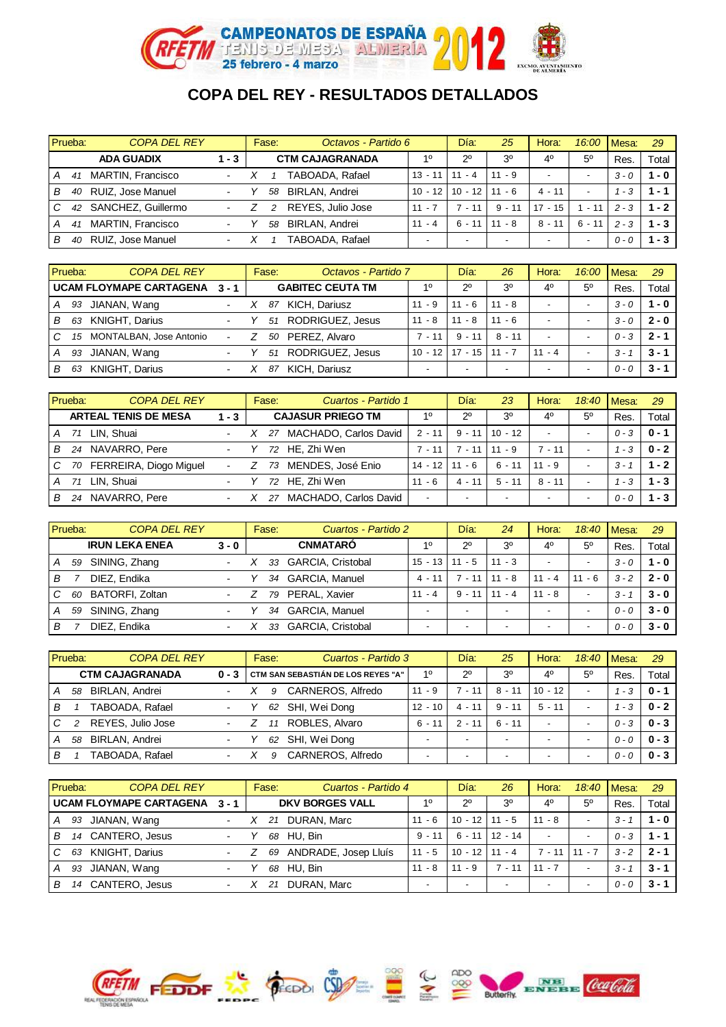CAMPEONATOS DE ESPAÑA TENIS DE MESA ALMERÍA 2012

25 febrero - 4 marzo

# COPA DEL REY - RESULTADOS DETALLADOS

| Prueba: | COPA DEL REY | | | Fase: | Octavos - Partido 6 | | Día: | 25 | Hora: | 16:00 | Mesa: | 29 |
|---|---|---|---|---|---|---|---|---|---|---|---|---|
| | ADA GUADIX | 1 - 3 | | | CTM CAJAGRANADA | 1º | 2º | 3º | 4º | 5º | Res. | Total |
| A | 41 MARTIN, Francisco | - | X | 1 | TABOADA, Rafael | 13 - 11 | 11 - 4 | 11 - 9 | - | - | 3 - 0 | 1 - 0 |
| B | 40 RUIZ, Jose Manuel | - | Y | 58 | BIRLAN, Andrei | 10 - 12 | 10 - 12 | 11 - 6 | 4 - 11 | - | 1 - 3 | 1 - 1 |
| C | 42 SANCHEZ, Guillermo | - | Z | 2 | REYES, Julio Jose | 11 - 7 | 7 - 11 | 9 - 11 | 17 - 15 | 1 - 11 | 2 - 3 | 1 - 2 |
| A | 41 MARTIN, Francisco | - | Y | 58 | BIRLAN, Andrei | 11 - 4 | 6 - 11 | 11 - 8 | 8 - 11 | 6 - 11 | 2 - 3 | 1 - 3 |
| B | 40 RUIZ, Jose Manuel | - | X | 1 | TABOADA, Rafael | - | - | - | - | - | 0 - 0 | 1 - 3 |

| Prueba: | COPA DEL REY | | | Fase: | Octavos - Partido 7 | | Día: | 26 | Hora: | 16:00 | Mesa: | 29 |
|---|---|---|---|---|---|---|---|---|---|---|---|---|
| | UCAM FLOYMAPE CARTAGENA | 3 - 1 | | | GABITEC CEUTA TM | 1º | 2º | 3º | 4º | 5º | Res. | Total |
| A | 93 JIANAN, Wang | - | X | 87 | KICH, Dariusz | 11 - 9 | 11 - 6 | 11 - 8 | - | - | 3 - 0 | 1 - 0 |
| B | 63 KNIGHT, Darius | - | Y | 51 | RODRIGUEZ, Jesus | 11 - 8 | 11 - 8 | 11 - 6 | - | - | 3 - 0 | 2 - 0 |
| C | 15 MONTALBAN, Jose Antonio | - | Z | 50 | PEREZ, Alvaro | 7 - 11 | 9 - 11 | 8 - 11 | - | - | 0 - 3 | 2 - 1 |
| A | 93 JIANAN, Wang | - | Y | 51 | RODRIGUEZ, Jesus | 10 - 12 | 17 - 15 | 11 - 7 | 11 - 4 | - | 3 - 1 | 3 - 1 |
| B | 63 KNIGHT, Darius | - | X | 87 | KICH, Dariusz | - | - | - | - | - | 0 - 0 | 3 - 1 |

| Prueba: | COPA DEL REY | | | Fase: | Cuartos - Partido 1 | | Día: | 23 | Hora: | 18:40 | Mesa: | 29 |
|---|---|---|---|---|---|---|---|---|---|---|---|---|
| | ARTEAL TENIS DE MESA | 1 - 3 | | | CAJASUR PRIEGO TM | 1º | 2º | 3º | 4º | 5º | Res. | Total |
| A | 71 LIN, Shuai | - | X | 27 | MACHADO, Carlos David | 2 - 11 | 9 - 11 | 10 - 12 | - | - | 0 - 3 | 0 - 1 |
| B | 24 NAVARRO, Pere | - | Y | 72 | HE, Zhi Wen | 7 - 11 | 7 - 11 | 11 - 9 | 7 - 11 | - | 1 - 3 | 0 - 2 |
| C | 70 FERREIRA, Diogo Miguel | - | Z | 73 | MENDES, José Enio | 14 - 12 | 11 - 6 | 6 - 11 | 11 - 9 | - | 3 - 1 | 1 - 2 |
| A | 71 LIN, Shuai | - | Y | 72 | HE, Zhi Wen | 11 - 6 | 4 - 11 | 5 - 11 | 8 - 11 | - | 1 - 3 | 1 - 3 |
| B | 24 NAVARRO, Pere | - | X | 27 | MACHADO, Carlos David | - | - | - | - | - | 0 - 0 | 1 - 3 |

| Prueba: | COPA DEL REY | | | Fase: | Cuartos - Partido 2 | | Día: | 24 | Hora: | 18:40 | Mesa: | 29 |
|---|---|---|---|---|---|---|---|---|---|---|---|---|
| | IRUN LEKA ENEA | 3 - 0 | | | CNMATARÓ | 1º | 2º | 3º | 4º | 5º | Res. | Total |
| A | 59 SINING, Zhang | - | X | 33 | GARCIA, Cristobal | 15 - 13 | 11 - 5 | 11 - 3 | - | - | 3 - 0 | 1 - 0 |
| B | 7 DIEZ, Endika | - | Y | 34 | GARCIA, Manuel | 4 - 11 | 7 - 11 | 11 - 8 | 11 - 4 | 11 - 6 | 3 - 2 | 2 - 0 |
| C | 60 BATORFI, Zoltan | - | Z | 79 | PERAL, Xavier | 11 - 4 | 9 - 11 | 11 - 4 | 11 - 8 | - | 3 - 1 | 3 - 0 |
| A | 59 SINING, Zhang | - | Y | 34 | GARCIA, Manuel | - | - | - | - | - | 0 - 0 | 3 - 0 |
| B | 7 DIEZ, Endika | - | X | 33 | GARCIA, Cristobal | - | - | - | - | - | 0 - 0 | 3 - 0 |

| Prueba: | COPA DEL REY | | | Fase: | Cuartos - Partido 3 | | Día: | 25 | Hora: | 18:40 | Mesa: | 29 |
|---|---|---|---|---|---|---|---|---|---|---|---|---|
| | CTM CAJAGRANADA | 0 - 3 | | | CTM SAN SEBASTIÁN DE LOS REYES "A" | 1º | 2º | 3º | 4º | 5º | Res. | Total |
| A | 58 BIRLAN, Andrei | - | X | 9 | CARNEROS, Alfredo | 11 - 9 | 7 - 11 | 8 - 11 | 10 - 12 | - | 1 - 3 | 0 - 1 |
| B | 1 TABOADA, Rafael | - | Y | 62 | SHI, Wei Dong | 12 - 10 | 4 - 11 | 9 - 11 | 5 - 11 | - | 1 - 3 | 0 - 2 |
| C | 2 REYES, Julio Jose | - | Z | 11 | ROBLES, Alvaro | 6 - 11 | 2 - 11 | 6 - 11 | - | - | 0 - 3 | 0 - 3 |
| A | 58 BIRLAN, Andrei | - | Y | 62 | SHI, Wei Dong | - | - | - | - | - | 0 - 0 | 0 - 3 |
| B | 1 TABOADA, Rafael | - | X | 9 | CARNEROS, Alfredo | - | - | - | - | - | 0 - 0 | 0 - 3 |

| Prueba: | COPA DEL REY | | | Fase: | Cuartos - Partido 4 | | Día: | 26 | Hora: | 18:40 | Mesa: | 29 |
|---|---|---|---|---|---|---|---|---|---|---|---|---|
| | UCAM FLOYMAPE CARTAGENA | 3 - 1 | | | DKV BORGES VALL | 1º | 2º | 3º | 4º | 5º | Res. | Total |
| A | 93 JIANAN, Wang | - | X | 21 | DURAN, Marc | 11 - 6 | 10 - 12 | 11 - 5 | 11 - 8 | - | 3 - 1 | 1 - 0 |
| B | 14 CANTERO, Jesus | - | Y | 68 | HU, Bin | 9 - 11 | 6 - 11 | 12 - 14 | - | - | 0 - 3 | 1 - 1 |
| C | 63 KNIGHT, Darius | - | Z | 69 | ANDRADE, Josep Lluís | 11 - 5 | 10 - 12 | 11 - 4 | 7 - 11 | 11 - 7 | 3 - 2 | 2 - 1 |
| A | 93 JIANAN, Wang | - | Y | 68 | HU, Bin | 11 - 8 | 11 - 9 | 7 - 11 | 11 - 7 | - | 3 - 1 | 3 - 1 |
| B | 14 CANTERO, Jesus | - | X | 21 | DURAN, Marc | - | - | - | - | - | 0 - 0 | 3 - 1 |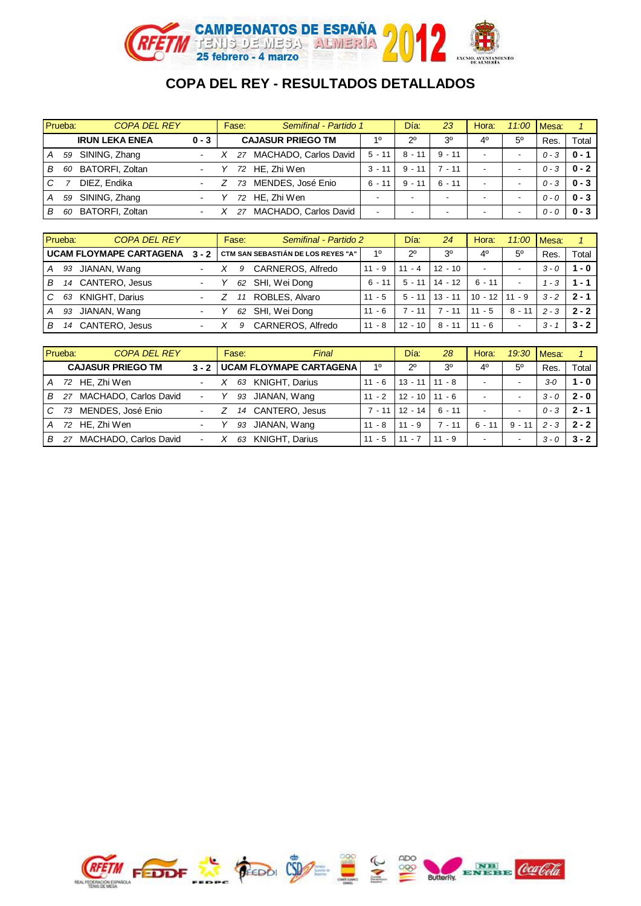# COPA DEL REY - RESULTADOS DETALLADOS

| Prueba: | COPA DEL REY | | | Fase: | Semifinal - Partido 1 | | Día: | 23 | Hora: | 11:00 | Mesa: | 1 |
|---|---|---|---|---|---|---|---|---|---|---|---|---|
| | IRUN LEKA ENEA | 0 - 3 | | | CAJASUR PRIEGO TM | 1º | 2º | 3º | 4º | 5º | Res. | Total |
| A | 59 | SINING, Zhang | - | X | 27 | MACHADO, Carlos David | 5 - 11 | 8 - 11 | 9 - 11 | - | - | 0 - 3 | 0 - 1 |
| B | 60 | BATORFI, Zoltan | - | Y | 72 | HE, Zhi Wen | 3 - 11 | 9 - 11 | 7 - 11 | - | - | 0 - 3 | 0 - 2 |
| C | 7 | DIEZ, Endika | - | Z | 73 | MENDES, José Enio | 6 - 11 | 9 - 11 | 6 - 11 | - | - | 0 - 3 | 0 - 3 |
| A | 59 | SINING, Zhang | - | Y | 72 | HE, Zhi Wen | - | - | - | - | - | 0 - 0 | 0 - 3 |
| B | 60 | BATORFI, Zoltan | - | X | 27 | MACHADO, Carlos David | - | - | - | - | - | 0 - 0 | 0 - 3 |

| Prueba: | COPA DEL REY | | | Fase: | Semifinal - Partido 2 | | Día: | 24 | Hora: | 11:00 | Mesa: | 1 |
|---|---|---|---|---|---|---|---|---|---|---|---|---|
| | UCAM FLOYMAPE CARTAGENA | 3 - 2 | | | CTM SAN SEBASTIÁN DE LOS REYES "A" | 1º | 2º | 3º | 4º | 5º | Res. | Total |
| A | 93 | JIANAN, Wang | - | X | 9 | CARNEROS, Alfredo | 11 - 9 | 11 - 4 | 12 - 10 | - | - | 3 - 0 | 1 - 0 |
| B | 14 | CANTERO, Jesus | - | Y | 62 | SHI, Wei Dong | 6 - 11 | 5 - 11 | 14 - 12 | 6 - 11 | - | 1 - 3 | 1 - 1 |
| C | 63 | KNIGHT, Darius | - | Z | 11 | ROBLES, Alvaro | 11 - 5 | 5 - 11 | 13 - 11 | 10 - 12 | 11 - 9 | 3 - 2 | 2 - 1 |
| A | 93 | JIANAN, Wang | - | Y | 62 | SHI, Wei Dong | 11 - 6 | 7 - 11 | 7 - 11 | 11 - 5 | 8 - 11 | 2 - 3 | 2 - 2 |
| B | 14 | CANTERO, Jesus | - | X | 9 | CARNEROS, Alfredo | 11 - 8 | 12 - 10 | 8 - 11 | 11 - 6 | - | 3 - 1 | 3 - 2 |

| Prueba: | COPA DEL REY | | | Fase: | Final | | Día: | 28 | Hora: | 19:30 | Mesa: | 1 |
|---|---|---|---|---|---|---|---|---|---|---|---|---|
| | CAJASUR PRIEGO TM | 3 - 2 | | | UCAM FLOYMAPE CARTAGENA | 1º | 2º | 3º | 4º | 5º | Res. | Total |
| A | 72 | HE, Zhi Wen | - | X | 63 | KNIGHT, Darius | 11 - 6 | 13 - 11 | 11 - 8 | - | - | 3-0 | 1 - 0 |
| B | 27 | MACHADO, Carlos David | - | Y | 93 | JIANAN, Wang | 11 - 2 | 12 - 10 | 11 - 6 | - | - | 3 - 0 | 2 - 0 |
| C | 73 | MENDES, José Enio | - | Z | 14 | CANTERO, Jesus | 7 - 11 | 12 - 14 | 6 - 11 | - | - | 0 - 3 | 2 - 1 |
| A | 72 | HE, Zhi Wen | - | Y | 93 | JIANAN, Wang | 11 - 8 | 11 - 9 | 7 - 11 | 6 - 11 | 9 - 11 | 2 - 3 | 2 - 2 |
| B | 27 | MACHADO, Carlos David | - | X | 63 | KNIGHT, Darius | 11 - 5 | 11 - 7 | 11 - 9 | - | - | 3 - 0 | 3 - 2 |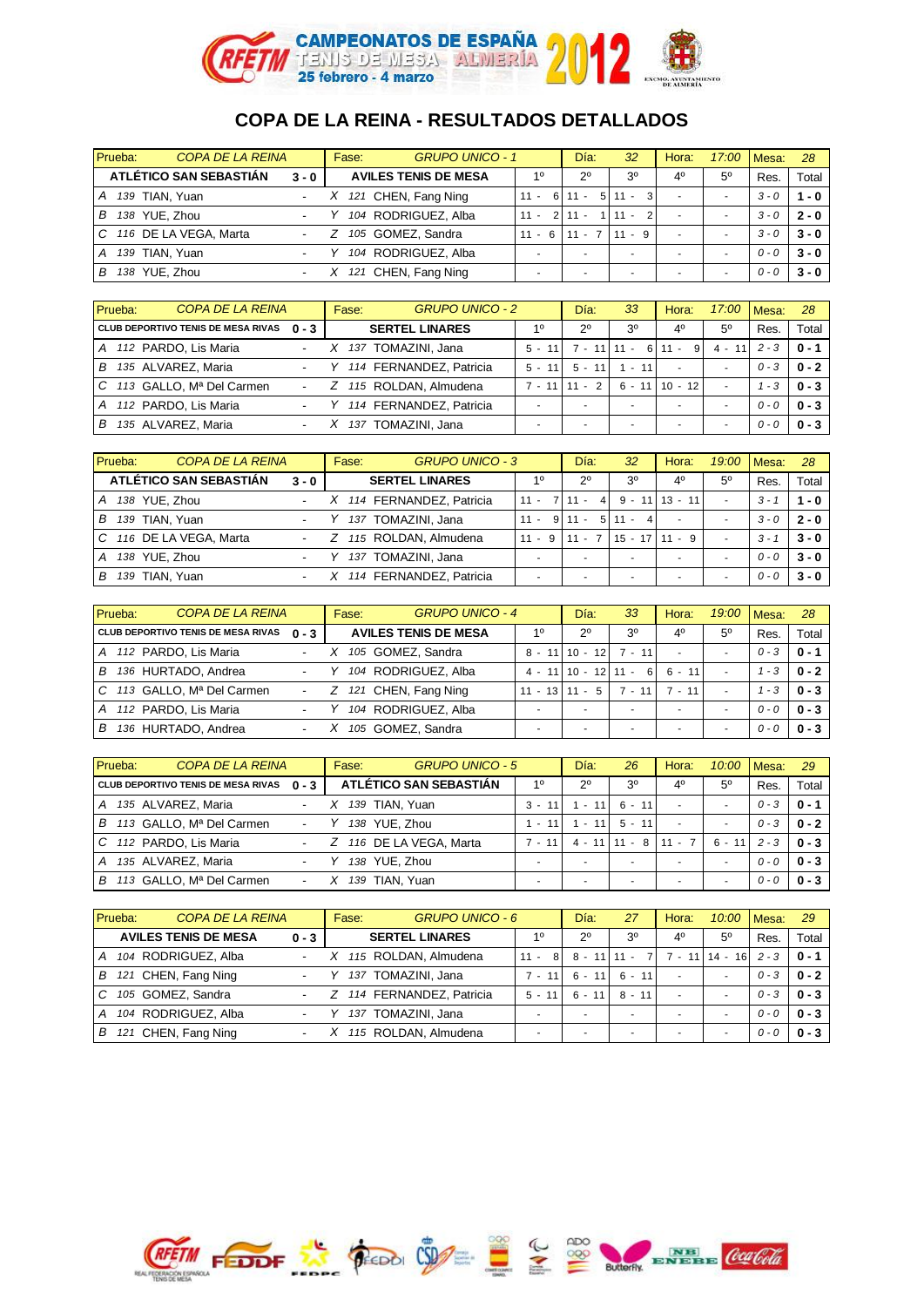# COPA DE LA REINA - RESULTADOS DETALLADOS

| Prueba: | COPA DE LA REINA | | Fase: | GRUPO UNICO - 1 | | Día: | 32 | | Hora: | 17:00 | Mesa: | 28 |
|---|---|---|---|---|---|---|---|---|---|---|---|---|
| | ATLÉTICO SAN SEBASTIÁN | 3 - 0 | | AVILES TENIS DE MESA | | 1º | 2º | 3º | 4º | 5º | Res. | Total |
| A | 139 TIAN, Yuan | - | X | 121 CHEN, Fang Ning | | 11 - 6 | 11 - 5 | 11 - 3 | - | - | 3 - 0 | 1 - 0 |
| B | 138 YUE, Zhou | - | Y | 104 RODRIGUEZ, Alba | | 11 - 2 | 11 - 1 | 11 - 2 | - | - | 3 - 0 | 2 - 0 |
| C | 116 DE LA VEGA, Marta | - | Z | 105 GOMEZ, Sandra | | 11 - 6 | 11 - 7 | 11 - 9 | - | - | 3 - 0 | 3 - 0 |
| A | 139 TIAN, Yuan | - | Y | 104 RODRIGUEZ, Alba | | - | - | - | - | - | 0 - 0 | 3 - 0 |
| B | 138 YUE, Zhou | - | X | 121 CHEN, Fang Ning | | - | - | - | - | - | 0 - 0 | 3 - 0 |

| Prueba: | COPA DE LA REINA | | Fase: | GRUPO UNICO - 2 | | Día: | 33 | | Hora: | 17:00 | Mesa: | 28 |
|---|---|---|---|---|---|---|---|---|---|---|---|---|
| | CLUB DEPORTIVO TENIS DE MESA RIVAS | 0 - 3 | | SERTEL LINARES | | 1º | 2º | 3º | 4º | 5º | Res. | Total |
| A | 112 PARDO, Lis Maria | - | X | 137 TOMAZINI, Jana | | 5 - 11 | 7 - 11 | 11 - 6 | 11 - 9 | 4 - 11 | 2 - 3 | 0 - 1 |
| B | 135 ALVAREZ, Maria | - | Y | 114 FERNANDEZ, Patricia | | 5 - 11 | 5 - 11 | 1 - 11 | - | - | 0 - 3 | 0 - 2 |
| C | 113 GALLO, Mª Del Carmen | - | Z | 115 ROLDAN, Almudena | | 7 - 11 | 11 - 2 | 6 - 11 | 10 - 12 | - | 1 - 3 | 0 - 3 |
| A | 112 PARDO, Lis Maria | - | Y | 114 FERNANDEZ, Patricia | | - | - | - | - | - | 0 - 0 | 0 - 3 |
| B | 135 ALVAREZ, Maria | - | X | 137 TOMAZINI, Jana | | - | - | - | - | - | 0 - 0 | 0 - 3 |

| Prueba: | COPA DE LA REINA | | Fase: | GRUPO UNICO - 3 | | Día: | 32 | | Hora: | 19:00 | Mesa: | 28 |
|---|---|---|---|---|---|---|---|---|---|---|---|---|
| | ATLÉTICO SAN SEBASTIÁN | 3 - 0 | | SERTEL LINARES | | 1º | 2º | 3º | 4º | 5º | Res. | Total |
| A | 138 YUE, Zhou | - | X | 114 FERNANDEZ, Patricia | | 11 - 7 | 11 - 4 | 9 - 11 | 13 - 11 | - | 3 - 1 | 1 - 0 |
| B | 139 TIAN, Yuan | - | Y | 137 TOMAZINI, Jana | | 11 - 9 | 11 - 5 | 11 - 4 | - | - | 3 - 0 | 2 - 0 |
| C | 116 DE LA VEGA, Marta | - | Z | 115 ROLDAN, Almudena | | 11 - 9 | 11 - 7 | 15 - 17 | 11 - 9 | - | 3 - 1 | 3 - 0 |
| A | 138 YUE, Zhou | - | Y | 137 TOMAZINI, Jana | | - | - | - | - | - | 0 - 0 | 3 - 0 |
| B | 139 TIAN, Yuan | - | X | 114 FERNANDEZ, Patricia | | - | - | - | - | - | 0 - 0 | 3 - 0 |

| Prueba: | COPA DE LA REINA | | Fase: | GRUPO UNICO - 4 | | Día: | 33 | | Hora: | 19:00 | Mesa: | 28 |
|---|---|---|---|---|---|---|---|---|---|---|---|---|
| | CLUB DEPORTIVO TENIS DE MESA RIVAS | 0 - 3 | | AVILES TENIS DE MESA | | 1º | 2º | 3º | 4º | 5º | Res. | Total |
| A | 112 PARDO, Lis Maria | - | X | 105 GOMEZ, Sandra | | 8 - 11 | 10 - 12 | 7 - 11 | - | - | 0 - 3 | 0 - 1 |
| B | 136 HURTADO, Andrea | - | Y | 104 RODRIGUEZ, Alba | | 4 - 11 | 10 - 12 | 11 - 6 | 6 - 11 | - | 1 - 3 | 0 - 2 |
| C | 113 GALLO, Mª Del Carmen | - | Z | 121 CHEN, Fang Ning | | 11 - 13 | 11 - 5 | 7 - 11 | 7 - 11 | - | 1 - 3 | 0 - 3 |
| A | 112 PARDO, Lis Maria | - | Y | 104 RODRIGUEZ, Alba | | - | - | - | - | - | 0 - 0 | 0 - 3 |
| B | 136 HURTADO, Andrea | - | X | 105 GOMEZ, Sandra | | - | - | - | - | - | 0 - 0 | 0 - 3 |

| Prueba: | COPA DE LA REINA | | Fase: | GRUPO UNICO - 5 | | Día: | 26 | | Hora: | 10:00 | Mesa: | 29 |
|---|---|---|---|---|---|---|---|---|---|---|---|---|
| | CLUB DEPORTIVO TENIS DE MESA RIVAS | 0 - 3 | | ATLÉTICO SAN SEBASTIÁN | | 1º | 2º | 3º | 4º | 5º | Res. | Total |
| A | 135 ALVAREZ, Maria | - | X | 139 TIAN, Yuan | | 3 - 11 | 1 - 11 | 6 - 11 | - | - | 0 - 3 | 0 - 1 |
| B | 113 GALLO, Mª Del Carmen | - | Y | 138 YUE, Zhou | | 1 - 11 | 1 - 11 | 5 - 11 | - | - | 0 - 3 | 0 - 2 |
| C | 112 PARDO, Lis Maria | - | Z | 116 DE LA VEGA, Marta | | 7 - 11 | 4 - 11 | 11 - 8 | 11 - 7 | 6 - 11 | 2 - 3 | 0 - 3 |
| A | 135 ALVAREZ, Maria | - | Y | 138 YUE, Zhou | | - | - | - | - | - | 0 - 0 | 0 - 3 |
| B | 113 GALLO, Mª Del Carmen | - | X | 139 TIAN, Yuan | | - | - | - | - | - | 0 - 0 | 0 - 3 |

| Prueba: | COPA DE LA REINA | | Fase: | GRUPO UNICO - 6 | | Día: | 27 | | Hora: | 10:00 | Mesa: | 29 |
|---|---|---|---|---|---|---|---|---|---|---|---|---|
| | AVILES TENIS DE MESA | 0 - 3 | | SERTEL LINARES | | 1º | 2º | 3º | 4º | 5º | Res. | Total |
| A | 104 RODRIGUEZ, Alba | - | X | 115 ROLDAN, Almudena | | 11 - 8 | 8 - 11 | 11 - 7 | 7 - 11 | 14 - 16 | 2 - 3 | 0 - 1 |
| B | 121 CHEN, Fang Ning | - | Y | 137 TOMAZINI, Jana | | 7 - 11 | 6 - 11 | 6 - 11 | - | - | 0 - 3 | 0 - 2 |
| C | 105 GOMEZ, Sandra | - | Z | 114 FERNANDEZ, Patricia | | 5 - 11 | 6 - 11 | 8 - 11 | - | - | 0 - 3 | 0 - 3 |
| A | 104 RODRIGUEZ, Alba | - | Y | 137 TOMAZINI, Jana | | - | - | - | - | - | 0 - 0 | 0 - 3 |
| B | 121 CHEN, Fang Ning | - | X | 115 ROLDAN, Almudena | | - | - | - | - | - | 0 - 0 | 0 - 3 |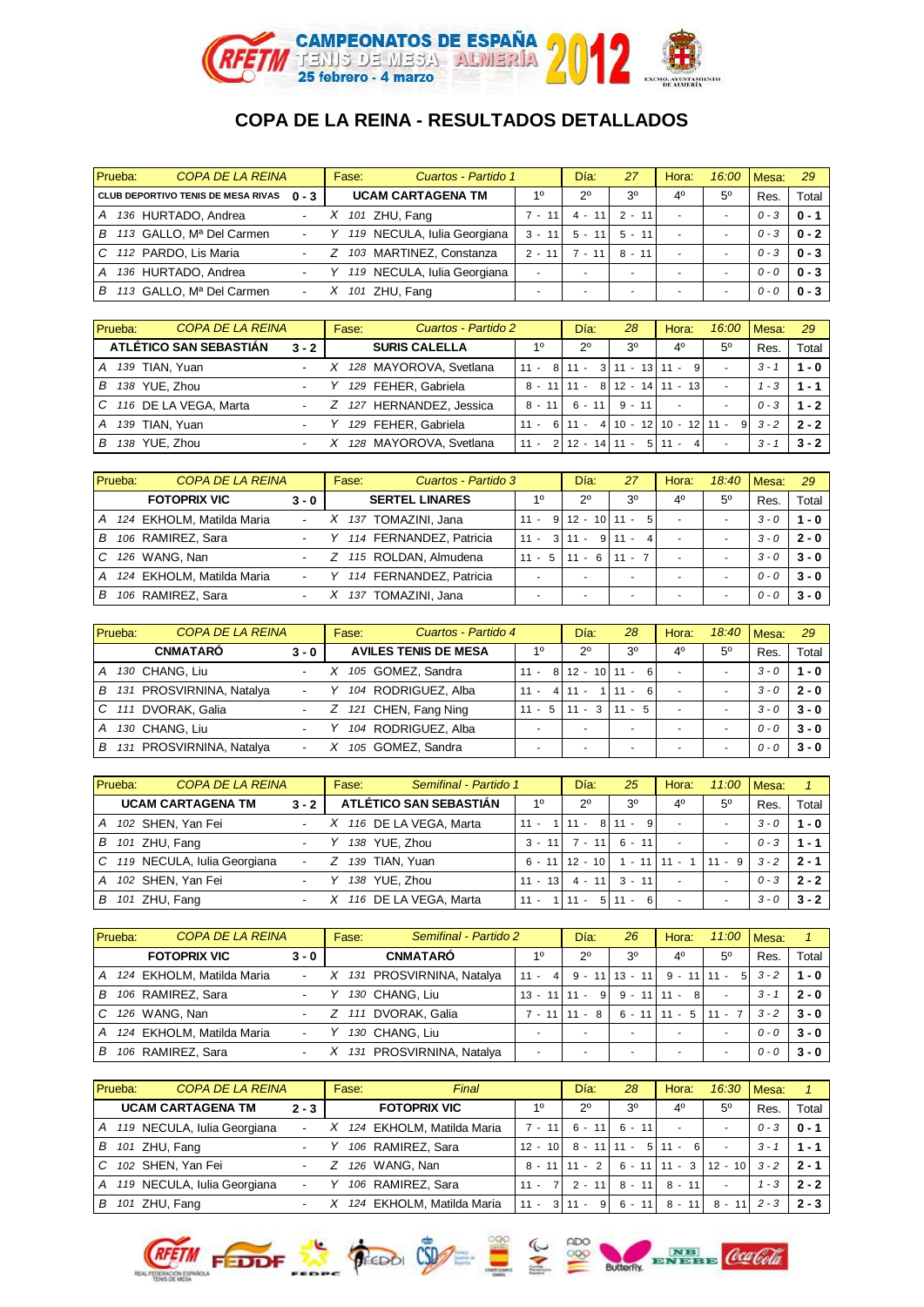# COPA DE LA REINA - RESULTADOS DETALLADOS

| Prueba: | COPA DE LA REINA | | Fase: | Cuartos - Partido 1 | Día: | 27 | Hora: | 16:00 | Mesa: | 29 |
|---|---|---|---|---|---|---|---|---|---|---|
| CLUB DEPORTIVO TENIS DE MESA RIVAS | 0 - 3 | | UCAM CARTAGENA TM | 1º | 2º | 3º | 4º | 5º | Res. | Total |
| A 136 HURTADO, Andrea | - | | X 101 ZHU, Fang | 7 - 11 | 4 - 11 | 2 - 11 | - | - | 0 - 3 | 0 - 1 |
| B 113 GALLO, Mª Del Carmen | - | | Y 119 NECULA, Iulia Georgiana | 3 - 11 | 5 - 11 | 5 - 11 | - | - | 0 - 3 | 0 - 2 |
| C 112 PARDO, Lis Maria | - | | Z 103 MARTINEZ, Constanza | 2 - 11 | 7 - 11 | 8 - 11 | - | - | 0 - 3 | 0 - 3 |
| A 136 HURTADO, Andrea | - | | Y 119 NECULA, Iulia Georgiana | - | - | - | - | - | 0 - 0 | 0 - 3 |
| B 113 GALLO, Mª Del Carmen | - | | X 101 ZHU, Fang | - | - | - | - | - | 0 - 0 | 0 - 3 |

| Prueba: | COPA DE LA REINA | | Fase: | Cuartos - Partido 2 | Día: | 28 | Hora: | 16:00 | Mesa: | 29 |
|---|---|---|---|---|---|---|---|---|---|---|
| ATLÉTICO SAN SEBASTIÁN | 3 - 2 | | SURIS CALELLA | 1º | 2º | 3º | 4º | 5º | Res. | Total |
| A 139 TIAN, Yuan | - | | X 128 MAYOROVA, Svetlana | 11 - 8 | 11 - 3 | 11 - 13 | 11 - 9 | - | 3 - 1 | 1 - 0 |
| B 138 YUE, Zhou | - | | Y 129 FEHER, Gabriela | 8 - 11 | 11 - 8 | 12 - 14 | 11 - 13 | - | 1 - 3 | 1 - 1 |
| C 116 DE LA VEGA, Marta | - | | Z 127 HERNANDEZ, Jessica | 8 - 11 | 6 - 11 | 9 - 11 | - | - | 0 - 3 | 1 - 2 |
| A 139 TIAN, Yuan | - | | Y 129 FEHER, Gabriela | 11 - 6 | 11 - 4 | 10 - 12 | 10 - 12 | 11 - 9 | 3 - 2 | 2 - 2 |
| B 138 YUE, Zhou | - | | X 128 MAYOROVA, Svetlana | 11 - 2 | 12 - 14 | 11 - 5 | 11 - 4 | - | 3 - 1 | 3 - 2 |

| Prueba: | COPA DE LA REINA | | Fase: | Cuartos - Partido 3 | Día: | 27 | Hora: | 18:40 | Mesa: | 29 |
|---|---|---|---|---|---|---|---|---|---|---|
| FOTOPRIX VIC | 3 - 0 | | SERTEL LINARES | 1º | 2º | 3º | 4º | 5º | Res. | Total |
| A 124 EKHOLM, Matilda Maria | - | | X 137 TOMAZINI, Jana | 11 - 9 | 12 - 10 | 11 - 5 | - | - | 3 - 0 | 1 - 0 |
| B 106 RAMIREZ, Sara | - | | Y 114 FERNANDEZ, Patricia | 11 - 3 | 11 - 9 | 11 - 4 | - | - | 3 - 0 | 2 - 0 |
| C 126 WANG, Nan | - | | Z 115 ROLDAN, Almudena | 11 - 5 | 11 - 6 | 11 - 7 | - | - | 3 - 0 | 3 - 0 |
| A 124 EKHOLM, Matilda Maria | - | | Y 114 FERNANDEZ, Patricia | - | - | - | - | - | 0 - 0 | 3 - 0 |
| B 106 RAMIREZ, Sara | - | | X 137 TOMAZINI, Jana | - | - | - | - | - | 0 - 0 | 3 - 0 |

| Prueba: | COPA DE LA REINA | | Fase: | Cuartos - Partido 4 | Día: | 28 | Hora: | 18:40 | Mesa: | 29 |
|---|---|---|---|---|---|---|---|---|---|---|
| CNMATARÓ | 3 - 0 | | AVILES TENIS DE MESA | 1º | 2º | 3º | 4º | 5º | Res. | Total |
| A 130 CHANG, Liu | - | | X 105 GOMEZ, Sandra | 11 - 8 | 12 - 10 | 11 - 6 | - | - | 3 - 0 | 1 - 0 |
| B 131 PROSVIRNINA, Natalya | - | | Y 104 RODRIGUEZ, Alba | 11 - 4 | 11 - 1 | 11 - 6 | - | - | 3 - 0 | 2 - 0 |
| C 111 DVORAK, Galia | - | | Z 121 CHEN, Fang Ning | 11 - 5 | 11 - 3 | 11 - 5 | - | - | 3 - 0 | 3 - 0 |
| A 130 CHANG, Liu | - | | Y 104 RODRIGUEZ, Alba | - | - | - | - | - | 0 - 0 | 3 - 0 |
| B 131 PROSVIRNINA, Natalya | - | | X 105 GOMEZ, Sandra | - | - | - | - | - | 0 - 0 | 3 - 0 |

| Prueba: | COPA DE LA REINA | | Fase: | Semifinal - Partido 1 | Día: | 25 | Hora: | 11:00 | Mesa: | 1 |
|---|---|---|---|---|---|---|---|---|---|---|
| UCAM CARTAGENA TM | 3 - 2 | | ATLÉTICO SAN SEBASTIÁN | 1º | 2º | 3º | 4º | 5º | Res. | Total |
| A 102 SHEN, Yan Fei | - | | X 116 DE LA VEGA, Marta | 11 - 1 | 11 - 8 | 11 - 9 | - | - | 3 - 0 | 1 - 0 |
| B 101 ZHU, Fang | - | | Y 138 YUE, Zhou | 3 - 11 | 7 - 11 | 6 - 11 | - | - | 0 - 3 | 1 - 1 |
| C 119 NECULA, Iulia Georgiana | - | | Z 139 TIAN, Yuan | 6 - 11 | 12 - 10 | 1 - 11 | 11 - 1 | 11 - 9 | 3 - 2 | 2 - 1 |
| A 102 SHEN, Yan Fei | - | | Y 138 YUE, Zhou | 11 - 13 | 4 - 11 | 3 - 11 | - | - | 0 - 3 | 2 - 2 |
| B 101 ZHU, Fang | - | | X 116 DE LA VEGA, Marta | 11 - 1 | 11 - 5 | 11 - 6 | - | - | 3 - 0 | 3 - 2 |

| Prueba: | COPA DE LA REINA | | Fase: | Semifinal - Partido 2 | Día: | 26 | Hora: | 11:00 | Mesa: | 1 |
|---|---|---|---|---|---|---|---|---|---|---|
| FOTOPRIX VIC | 3 - 0 | | CNMATARÓ | 1º | 2º | 3º | 4º | 5º | Res. | Total |
| A 124 EKHOLM, Matilda Maria | - | | X 131 PROSVIRNINA, Natalya | 11 - 4 | 9 - 11 | 13 - 11 | 9 - 11 | 11 - 5 | 3 - 2 | 1 - 0 |
| B 106 RAMIREZ, Sara | - | | Y 130 CHANG, Liu | 13 - 11 | 11 - 9 | 9 - 11 | 11 - 8 | - | 3 - 1 | 2 - 0 |
| C 126 WANG, Nan | - | | Z 111 DVORAK, Galia | 7 - 11 | 11 - 8 | 6 - 11 | 11 - 5 | 11 - 7 | 3 - 2 | 3 - 0 |
| A 124 EKHOLM, Matilda Maria | - | | Y 130 CHANG, Liu | - | - | - | - | - | 0 - 0 | 3 - 0 |
| B 106 RAMIREZ, Sara | - | | X 131 PROSVIRNINA, Natalya | - | - | - | - | - | 0 - 0 | 3 - 0 |

| Prueba: | COPA DE LA REINA | | Fase: | Final | Día: | 28 | Hora: | 16:30 | Mesa: | 1 |
|---|---|---|---|---|---|---|---|---|---|---|
| UCAM CARTAGENA TM | 2 - 3 | | FOTOPRIX VIC | 1º | 2º | 3º | 4º | 5º | Res. | Total |
| A 119 NECULA, Iulia Georgiana | - | | X 124 EKHOLM, Matilda Maria | 7 - 11 | 6 - 11 | 6 - 11 | - | - | 0 - 3 | 0 - 1 |
| B 101 ZHU, Fang | - | | Y 106 RAMIREZ, Sara | 12 - 10 | 8 - 11 | 11 - 5 | 11 - 6 | - | 3 - 1 | 1 - 1 |
| C 102 SHEN, Yan Fei | - | | Z 126 WANG, Nan | 8 - 11 | 11 - 2 | 6 - 11 | 11 - 3 | 12 - 10 | 3 - 2 | 2 - 1 |
| A 119 NECULA, Iulia Georgiana | - | | Y 106 RAMIREZ, Sara | 11 - 7 | 2 - 11 | 8 - 11 | 8 - 11 | - | 1 - 3 | 2 - 2 |
| B 101 ZHU, Fang | - | | X 124 EKHOLM, Matilda Maria | 11 - 3 | 11 - 9 | 6 - 11 | 8 - 11 | 8 - 11 | 2 - 3 | 2 - 3 |